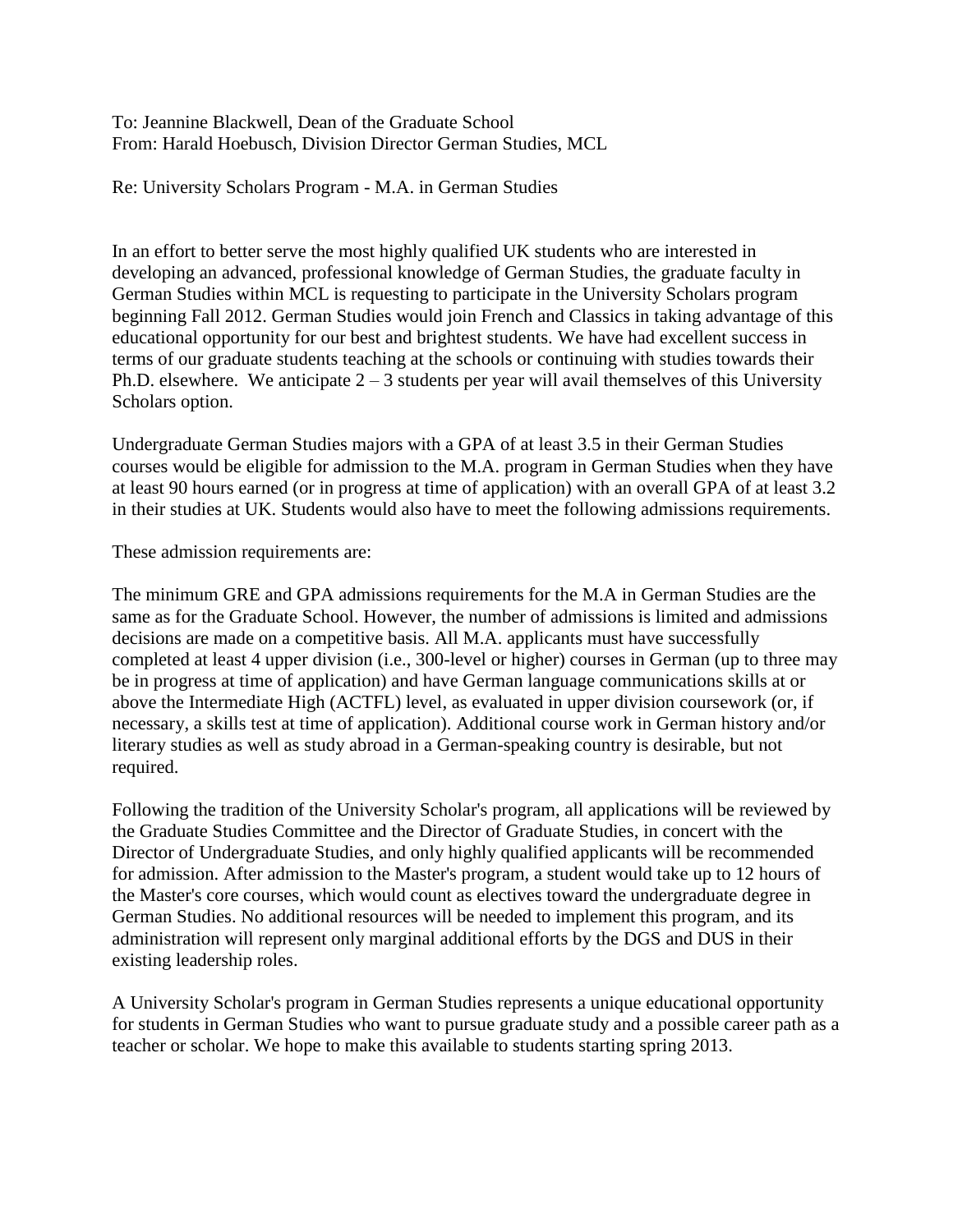To: Jeannine Blackwell, Dean of the Graduate School
From: Harald Hoebusch, Division Director German Studies, MCL

Re: University Scholars Program - M.A. in German Studies

In an effort to better serve the most highly qualified UK students who are interested in developing an advanced, professional knowledge of German Studies, the graduate faculty in German Studies within MCL is requesting to participate in the University Scholars program beginning Fall 2012. German Studies would join French and Classics in taking advantage of this educational opportunity for our best and brightest students. We have had excellent success in terms of our graduate students teaching at the schools or continuing with studies towards their Ph.D. elsewhere. We anticipate 2 – 3 students per year will avail themselves of this University Scholars option.

Undergraduate German Studies majors with a GPA of at least 3.5 in their German Studies courses would be eligible for admission to the M.A. program in German Studies when they have at least 90 hours earned (or in progress at time of application) with an overall GPA of at least 3.2 in their studies at UK. Students would also have to meet the following admissions requirements.

These admission requirements are:

The minimum GRE and GPA admissions requirements for the M.A in German Studies are the same as for the Graduate School. However, the number of admissions is limited and admissions decisions are made on a competitive basis. All M.A. applicants must have successfully completed at least 4 upper division (i.e., 300-level or higher) courses in German (up to three may be in progress at time of application) and have German language communications skills at or above the Intermediate High (ACTFL) level, as evaluated in upper division coursework (or, if necessary, a skills test at time of application). Additional course work in German history and/or literary studies as well as study abroad in a German-speaking country is desirable, but not required.

Following the tradition of the University Scholar's program, all applications will be reviewed by the Graduate Studies Committee and the Director of Graduate Studies, in concert with the Director of Undergraduate Studies, and only highly qualified applicants will be recommended for admission. After admission to the Master's program, a student would take up to 12 hours of the Master's core courses, which would count as electives toward the undergraduate degree in German Studies. No additional resources will be needed to implement this program, and its administration will represent only marginal additional efforts by the DGS and DUS in their existing leadership roles.

A University Scholar's program in German Studies represents a unique educational opportunity for students in German Studies who want to pursue graduate study and a possible career path as a teacher or scholar. We hope to make this available to students starting spring 2013.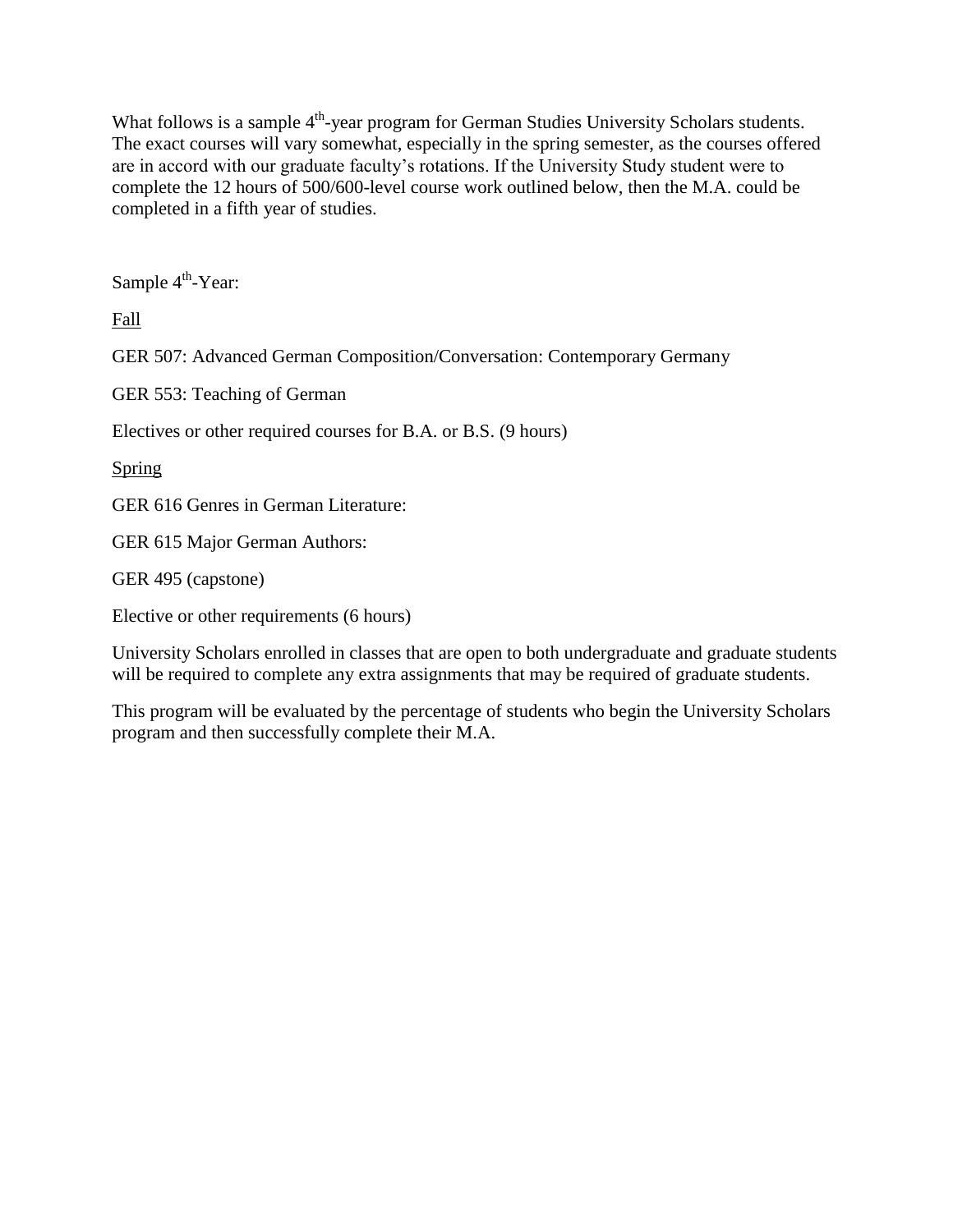What follows is a sample 4th-year program for German Studies University Scholars students. The exact courses will vary somewhat, especially in the spring semester, as the courses offered are in accord with our graduate faculty's rotations. If the University Study student were to complete the 12 hours of 500/600-level course work outlined below, then the M.A. could be completed in a fifth year of studies.

Sample 4th-Year:

<u>Fall</u>

GER 507: Advanced German Composition/Conversation: Contemporary Germany

GER 553: Teaching of German

Electives or other required courses for B.A. or B.S. (9 hours)

<u>Spring</u>

GER 616 Genres in German Literature:

GER 615 Major German Authors:

GER 495 (capstone)

Elective or other requirements (6 hours)

University Scholars enrolled in classes that are open to both undergraduate and graduate students will be required to complete any extra assignments that may be required of graduate students.

This program will be evaluated by the percentage of students who begin the University Scholars program and then successfully complete their M.A.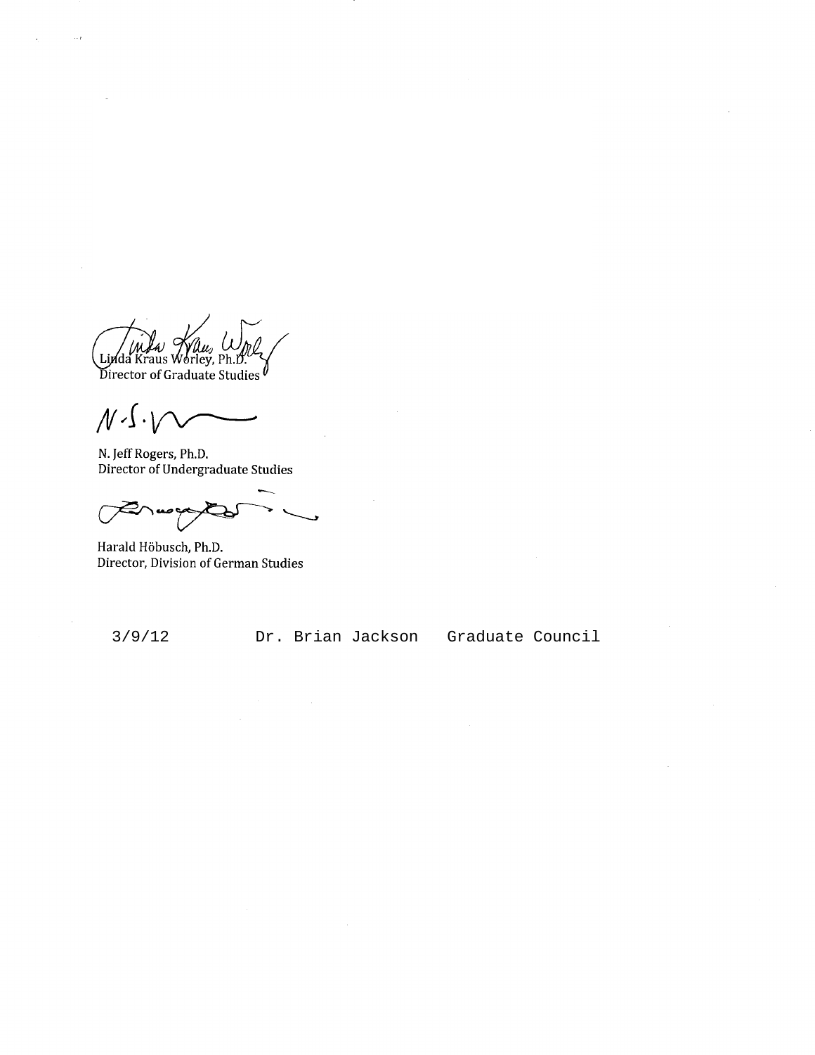Linda Kraus Worley, Ph.D.
Director of Graduate Studies

N. Jeff Rogers, Ph.D.
Director of Undergraduate Studies

Harald Höbusch, Ph.D.
Director, Division of German Studies

3/9/12 Dr. Brian Jackson Graduate Council